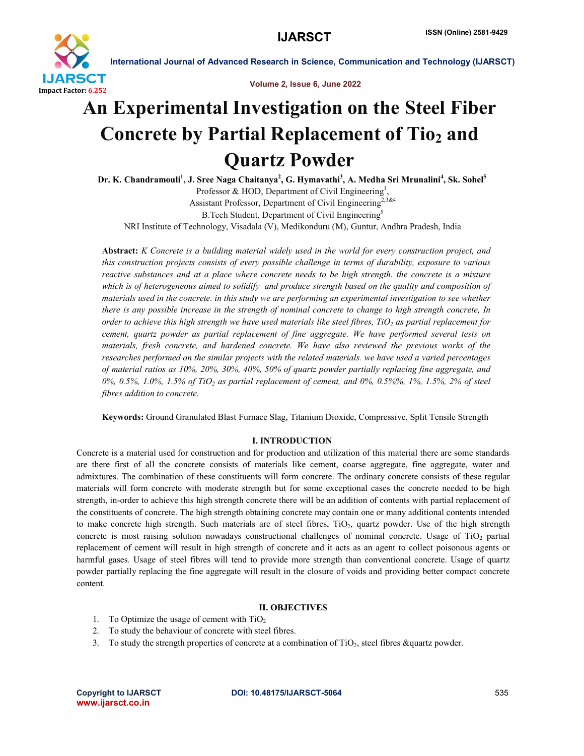# An Experimental Investigation on the Steel Fiber Concrete by Partial Replacement of Tio$_2$ and Quartz Powder

**Dr. K. Chandramouli[1], J. Sree Naga Chaitanya[2], G. Hymavathi[3], A. Medha Sri Mrunalini[4], Sk. Sohel[5]**

Professor & HOD, Department of Civil Engineering[1],
Assistant Professor, Department of Civil Engineering[2,3&4]
B.Tech Student, Department of Civil Engineering[5]
NRI Institute of Technology, Visadala (V), Medikonduru (M), Guntur, Andhra Pradesh, India

**Abstract:** *K Concrete is a building material widely used in the world for every construction project, and this construction projects consists of every possible challenge in terms of durability, exposure to various reactive substances and at a place where concrete needs to be high strength. the concrete is a mixture which is of heterogeneous aimed to solidify and produce strength based on the quality and composition of materials used in the concrete. in this study we are performing an experimental investigation to see whether there is any possible increase in the strength of nominal concrete to change to high strength concrete, In order to achieve this high strength we have used materials like steel fibres, $TiO_2$ as partial replacement for cement, quartz powder as partial replacement of fine aggregate. We have performed several tests on materials, fresh concrete, and hardened concrete. We have also reviewed the previous works of the researches performed on the similar projects with the related materials. we have used a varied percentages of material ratios as 10%, 20%, 30%, 40%, 50% of quartz powder partially replacing fine aggregate, and 0%, 0.5%, 1.0%, 1.5% of $TiO_2$ as partial replacement of cement, and 0%, 0.5%%, 1%, 1.5%, 2% of steel fibres addition to concrete.*

**Keywords:** Ground Granulated Blast Furnace Slag, Titanium Dioxide, Compressive, Split Tensile Strength

## I. INTRODUCTION

Concrete is a material used for construction and for production and utilization of this material there are some standards are there first of all the concrete consists of materials like cement, coarse aggregate, fine aggregate, water and admixtures. The combination of these constituents will form concrete. The ordinary concrete consists of these regular materials will form concrete with moderate strength but for some exceptional cases the concrete needed to be high strength, in-order to achieve this high strength concrete there will be an addition of contents with partial replacement of the constituents of concrete. The high strength obtaining concrete may contain one or many additional contents intended to make concrete high strength. Such materials are of steel fibres, $TiO_2$, quartz powder. Use of the high strength concrete is most raising solution nowadays constructional challenges of nominal concrete. Usage of $TiO_2$ partial replacement of cement will result in high strength of concrete and it acts as an agent to collect poisonous agents or harmful gases. Usage of steel fibres will tend to provide more strength than conventional concrete. Usage of quartz powder partially replacing the fine aggregate will result in the closure of voids and providing better compact concrete content.

## II. OBJECTIVES

1. To Optimize the usage of cement with $TiO_2$
2. To study the behaviour of concrete with steel fibres.
3. To study the strength properties of concrete at a combination of $TiO_2$, steel fibres &quartz powder.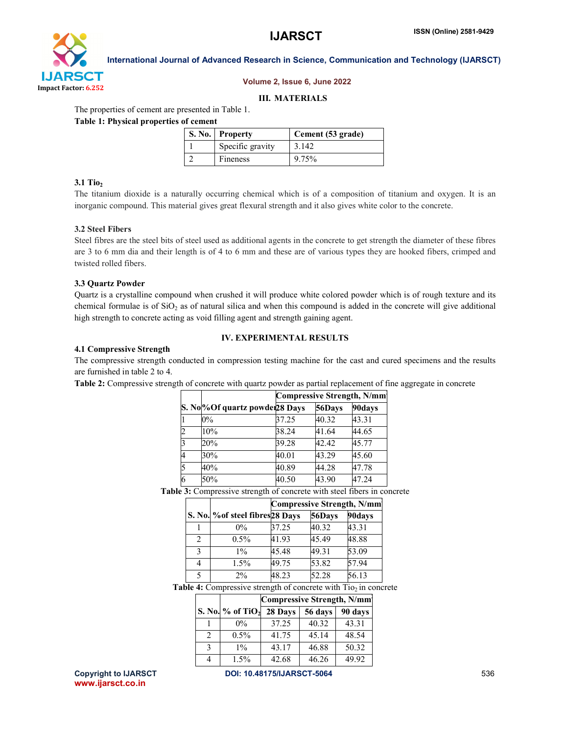## III. MATERIALS

The properties of cement are presented in Table 1.

**Table 1: Physical properties of cement**

| S. No. | Property | Cement (53 grade) |
|---|---|---|
| 1 | Specific gravity | 3.142 |
| 2 | Fineness | 9.75% |

### 3.1 $TiO_2$

The titanium dioxide is a naturally occurring chemical which is of a composition of titanium and oxygen. It is an inorganic compound. This material gives great flexural strength and it also gives white color to the concrete.

### 3.2 Steel Fibers

Steel fibres are the steel bits of steel used as additional agents in the concrete to get strength the diameter of these fibres are 3 to 6 mm dia and their length is of 4 to 6 mm and these are of various types they are hooked fibers, crimped and twisted rolled fibers.

### 3.3 Quartz Powder

Quartz is a crystalline compound when crushed it will produce white colored powder which is of rough texture and its chemical formulae is of $SiO_2$ as of natural silica and when this compound is added in the concrete will give additional high strength to concrete acting as void filling agent and strength gaining agent.

## IV. EXPERIMENTAL RESULTS

### 4.1 Compressive Strength

The compressive strength conducted in compression testing machine for the cast and cured specimens and the results are furnished in table 2 to 4.

**Table 2:** Compressive strength of concrete with quartz powder as partial replacement of fine aggregate in concrete

| S. No | %Of quartz powder | Compressive Strength, N/mm | | |
|---|---|---|---|---|
| | | 28 Days | 56Days | 90days |
| 1 | 0% | 37.25 | 40.32 | 43.31 |
| 2 | 10% | 38.24 | 41.64 | 44.65 |
| 3 | 20% | 39.28 | 42.42 | 45.77 |
| 4 | 30% | 40.01 | 43.29 | 45.60 |
| 5 | 40% | 40.89 | 44.28 | 47.78 |
| 6 | 50% | 40.50 | 43.90 | 47.24 |

**Table 3:** Compressive strength of concrete with steel fibers in concrete

| S. No. | %of steel fibres | Compressive Strength, N/mm | | |
|---|---|---|---|---|
| | | 28 Days | 56Days | 90days |
| 1 | 0% | 37.25 | 40.32 | 43.31 |
| 2 | 0.5% | 41.93 | 45.49 | 48.88 |
| 3 | 1% | 45.48 | 49.31 | 53.09 |
| 4 | 1.5% | 49.75 | 53.82 | 57.94 |
| 5 | 2% | 48.23 | 52.28 | 56.13 |

**Table 4:** Compressive strength of concrete with $TiO_2$ in concrete

| S. No. | % of $TiO_2$ | Compressive Strength, N/mm | | |
|---|---|---|---|---|
| | | 28 Days | 56 days | 90 days |
| 1 | 0% | 37.25 | 40.32 | 43.31 |
| 2 | 0.5% | 41.75 | 45.14 | 48.54 |
| 3 | 1% | 43.17 | 46.88 | 50.32 |
| 4 | 1.5% | 42.68 | 46.26 | 49.92 |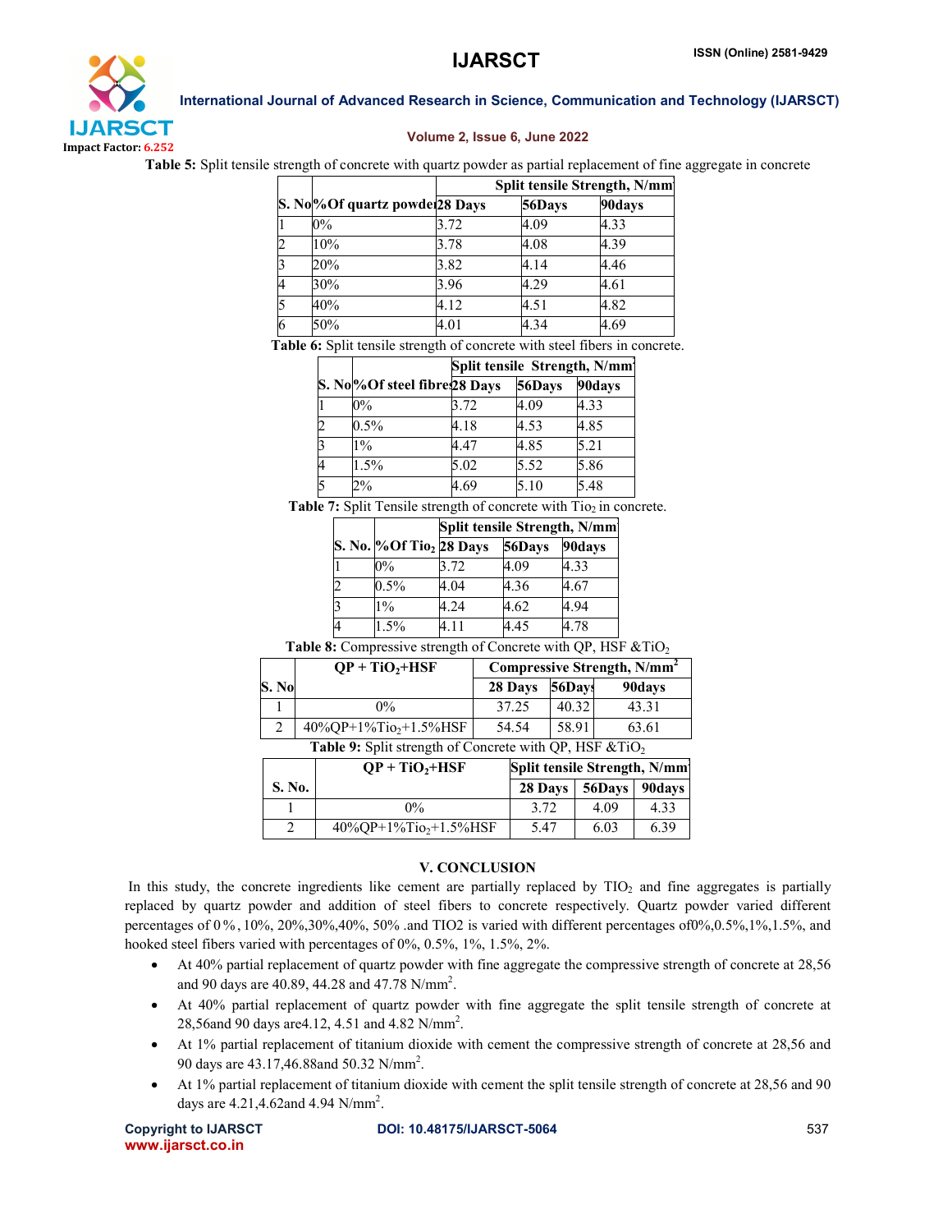**Table 5:** Split tensile strength of concrete with quartz powder as partial replacement of fine aggregate in concrete

| S. No | %Of quartz powder | Split tensile Strength, N/mm | | |
|---|---|---|---|---|
| | | 28 Days | 56Days | 90days |
| 1 | 0% | 3.72 | 4.09 | 4.33 |
| 2 | 10% | 3.78 | 4.08 | 4.39 |
| 3 | 20% | 3.82 | 4.14 | 4.46 |
| 4 | 30% | 3.96 | 4.29 | 4.61 |
| 5 | 40% | 4.12 | 4.51 | 4.82 |
| 6 | 50% | 4.01 | 4.34 | 4.69 |

**Table 6:** Split tensile strength of concrete with steel fibers in concrete.

| S. No | %Of steel fibres | Split tensile Strength, N/mm | | |
|---|---|---|---|---|
| | | 28 Days | 56Days | 90days |
| 1 | 0% | 3.72 | 4.09 | 4.33 |
| 2 | 0.5% | 4.18 | 4.53 | 4.85 |
| 3 | 1% | 4.47 | 4.85 | 5.21 |
| 4 | 1.5% | 5.02 | 5.52 | 5.86 |
| 5 | 2% | 4.69 | 5.10 | 5.48 |

**Table 7:** Split Tensile strength of concrete with $Tio_2$ in concrete.

| S. No. | %Of $Tio_2$ | Split tensile Strength, N/mm | | |
|---|---|---|---|---|
| | | 28 Days | 56Days | 90days |
| 1 | 0% | 3.72 | 4.09 | 4.33 |
| 2 | 0.5% | 4.04 | 4.36 | 4.67 |
| 3 | 1% | 4.24 | 4.62 | 4.94 |
| 4 | 1.5% | 4.11 | 4.45 | 4.78 |

**Table 8:** Compressive strength of Concrete with QP, HSF &$TiO_2$

| S. No | QP + $TiO_2$+HSF | Compressive Strength, N/mm$^2$ | | |
|---|---|---|---|---|
| | | 28 Days | 56Days | 90days |
| 1 | 0% | 37.25 | 40.32 | 43.31 |
| 2 | 40%QP+1%$Tio_2$+1.5%HSF | 54.54 | 58.91 | 63.61 |

**Table 9:** Split strength of Concrete with QP, HSF &$TiO_2$

| S. No. | QP + $TiO_2$+HSF | Split tensile Strength, N/mm | | |
|---|---|---|---|---|
| | | 28 Days | 56Days | 90days |
| 1 | 0% | 3.72 | 4.09 | 4.33 |
| 2 | 40%QP+1%$Tio_2$+1.5%HSF | 5.47 | 6.03 | 6.39 |

## V. CONCLUSION

In this study, the concrete ingredients like cement are partially replaced by $TIO_2$ and fine aggregates is partially replaced by quartz powder and addition of steel fibers to concrete respectively. Quartz powder varied different percentages of 0%, 10%, 20%,30%,40%, 50% .and TIO2 is varied with different percentages of0%,0.5%,1%,1.5%, and hooked steel fibers varied with percentages of 0%, 0.5%, 1%, 1.5%, 2%.

- At 40% partial replacement of quartz powder with fine aggregate the compressive strength of concrete at 28,56 and 90 days are 40.89, 44.28 and 47.78 N/mm$^2$.
- At 40% partial replacement of quartz powder with fine aggregate the split tensile strength of concrete at 28,56and 90 days are4.12, 4.51 and 4.82 N/mm$^2$.
- At 1% partial replacement of titanium dioxide with cement the compressive strength of concrete at 28,56 and 90 days are 43.17,46.88and 50.32 N/mm$^2$.
- At 1% partial replacement of titanium dioxide with cement the split tensile strength of concrete at 28,56 and 90 days are 4.21,4.62and 4.94 N/mm$^2$.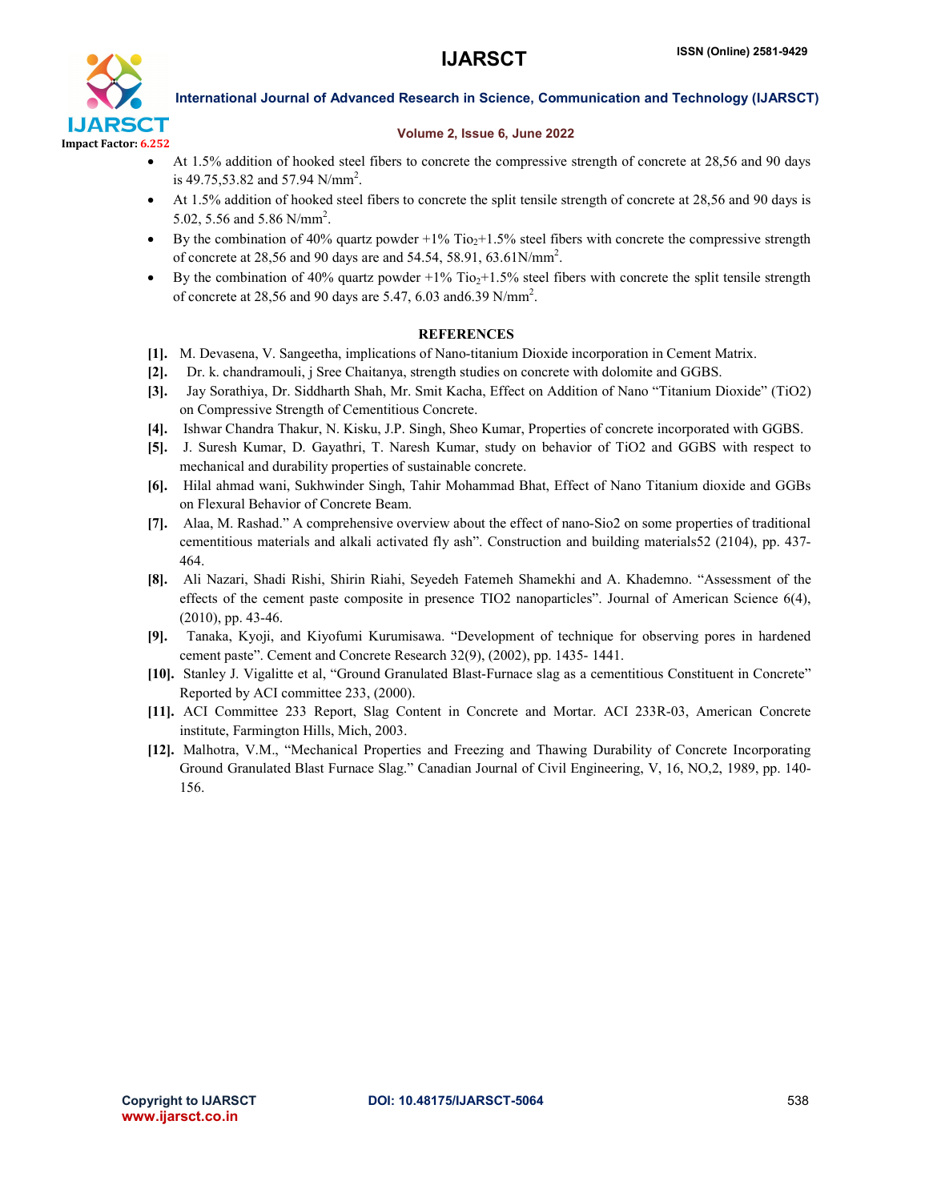- At 1.5% addition of hooked steel fibers to concrete the compressive strength of concrete at 28,56 and 90 days is 49.75,53.82 and 57.94 $N/mm^2$.
- At 1.5% addition of hooked steel fibers to concrete the split tensile strength of concrete at 28,56 and 90 days is 5.02, 5.56 and 5.86 $N/mm^2$.
- By the combination of 40% quartz powder +1% $Tio_2$+1.5% steel fibers with concrete the compressive strength of concrete at 28,56 and 90 days are and 54.54, 58.91, 63.61$N/mm^2$.
- By the combination of 40% quartz powder +1% $Tio_2$+1.5% steel fibers with concrete the split tensile strength of concrete at 28,56 and 90 days are 5.47, 6.03 and6.39 $N/mm^2$.

## REFERENCES

**[1].** M. Devasena, V. Sangeetha, implications of Nano-titanium Dioxide incorporation in Cement Matrix.

**[2].** Dr. k. chandramouli, j Sree Chaitanya, strength studies on concrete with dolomite and GGBS.

**[3].** Jay Sorathiya, Dr. Siddharth Shah, Mr. Smit Kacha, Effect on Addition of Nano "Titanium Dioxide" (TiO2) on Compressive Strength of Cementitious Concrete.

**[4].** Ishwar Chandra Thakur, N. Kisku, J.P. Singh, Sheo Kumar, Properties of concrete incorporated with GGBS.

**[5].** J. Suresh Kumar, D. Gayathri, T. Naresh Kumar, study on behavior of TiO2 and GGBS with respect to mechanical and durability properties of sustainable concrete.

**[6].** Hilal ahmad wani, Sukhwinder Singh, Tahir Mohammad Bhat, Effect of Nano Titanium dioxide and GGBs on Flexural Behavior of Concrete Beam.

**[7].** Alaa, M. Rashad." A comprehensive overview about the effect of nano-Sio2 on some properties of traditional cementitious materials and alkali activated fly ash". Construction and building materials52 (2104), pp. 437-464.

**[8].** Ali Nazari, Shadi Rishi, Shirin Riahi, Seyedeh Fatemeh Shamekhi and A. Khademno. "Assessment of the effects of the cement paste composite in presence TIO2 nanoparticles". Journal of American Science 6(4), (2010), pp. 43-46.

**[9].** Tanaka, Kyoji, and Kiyofumi Kurumisawa. "Development of technique for observing pores in hardened cement paste". Cement and Concrete Research 32(9), (2002), pp. 1435- 1441.

**[10].** Stanley J. Vigalitte et al, "Ground Granulated Blast-Furnace slag as a cementitious Constituent in Concrete" Reported by ACI committee 233, (2000).

**[11].** ACI Committee 233 Report, Slag Content in Concrete and Mortar. ACI 233R-03, American Concrete institute, Farmington Hills, Mich, 2003.

**[12].** Malhotra, V.M., "Mechanical Properties and Freezing and Thawing Durability of Concrete Incorporating Ground Granulated Blast Furnace Slag." Canadian Journal of Civil Engineering, V, 16, NO,2, 1989, pp. 140-156.